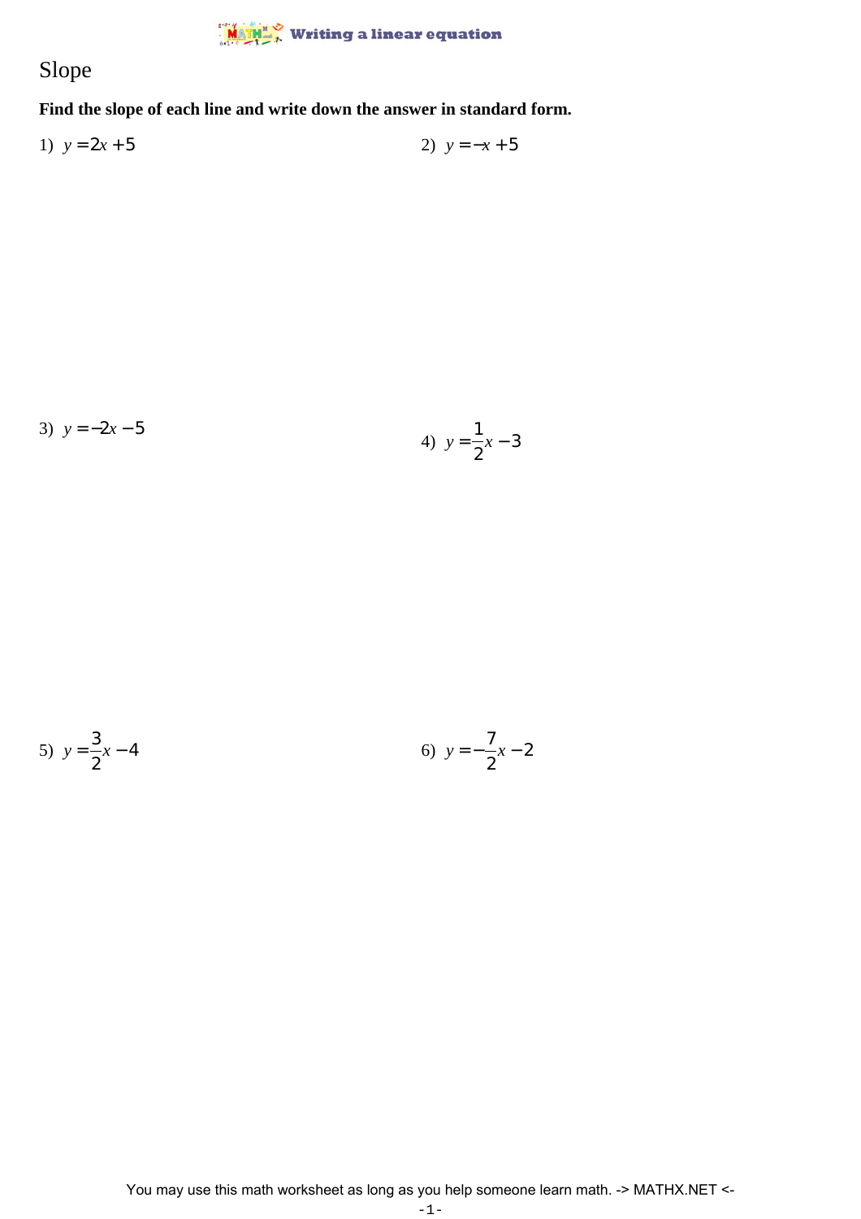Writing a linear equation

# Slope

**Find the slope of each line and write down the answer in standard form.**

1) $y = 2x + 5$

2) $y = -x + 5$

3) $y = -2x - 5$

4) $y = \frac{1}{2}x - 3$

5) $y = \frac{3}{2}x - 4$

6) $y = -\frac{7}{2}x - 2$

You may use this math worksheet as long as you help someone learn math. -> MATHX.NET <-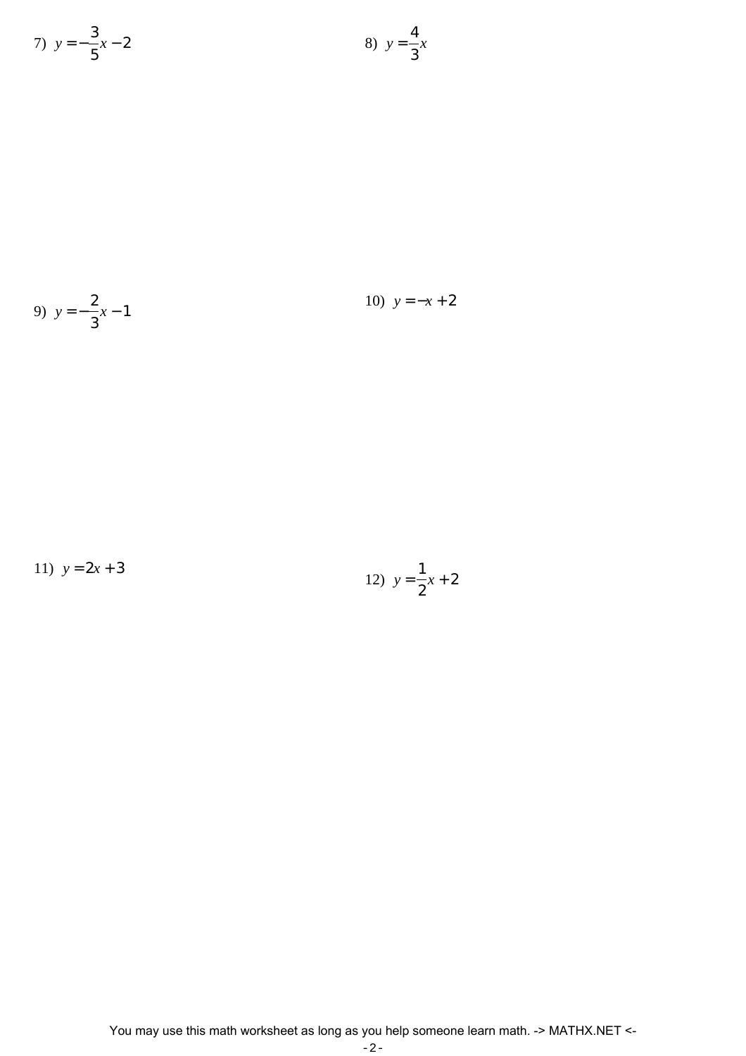7) $y = -\frac{3}{5}x - 2$

8) $y = \frac{4}{3}x$

9) $y = -\frac{2}{3}x - 1$

10) $y = -x + 2$

11) $y = 2x + 3$

12) $y = \frac{1}{2}x + 2$

You may use this math worksheet as long as you help someone learn math. -> MATHX.NET <-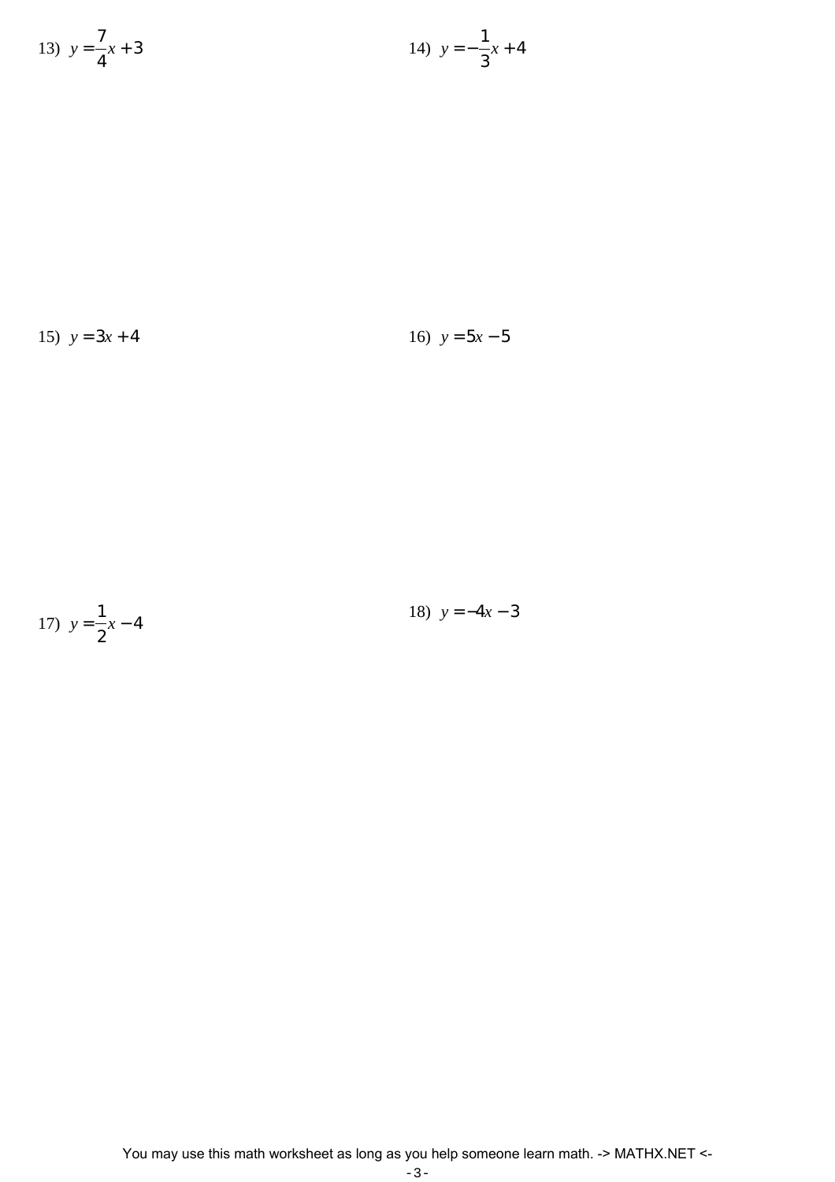13) $y = \frac{7}{4}x + 3$

14) $y = -\frac{1}{3}x + 4$

15) $y = 3x + 4$

16) $y = 5x - 5$

17) $y = \frac{1}{2}x - 4$

18) $y = -4x - 3$

You may use this math worksheet as long as you help someone learn math. -> MATHX.NET <-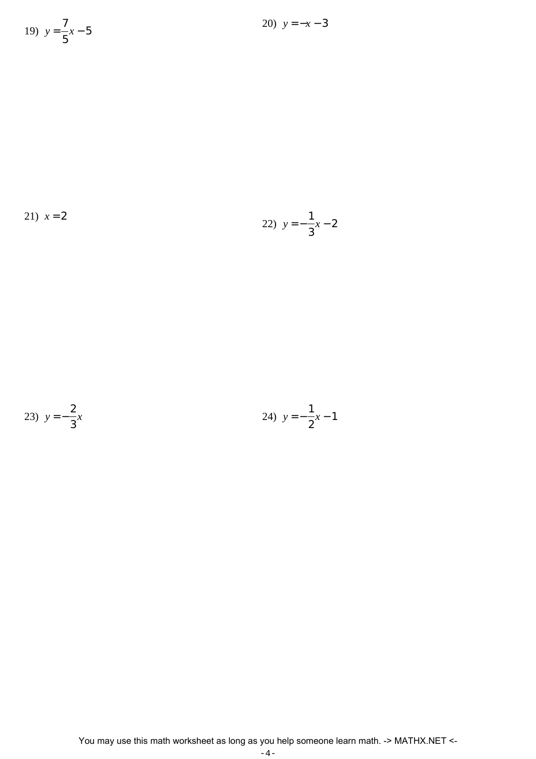19) $y = \frac{7}{5}x - 5$

20) $y = -x - 3$

21) $x = 2$

22) $y = -\frac{1}{3}x - 2$

23) $y = -\frac{2}{3}x$

24) $y = -\frac{1}{2}x - 1$

You may use this math worksheet as long as you help someone learn math. -> MATHX.NET <-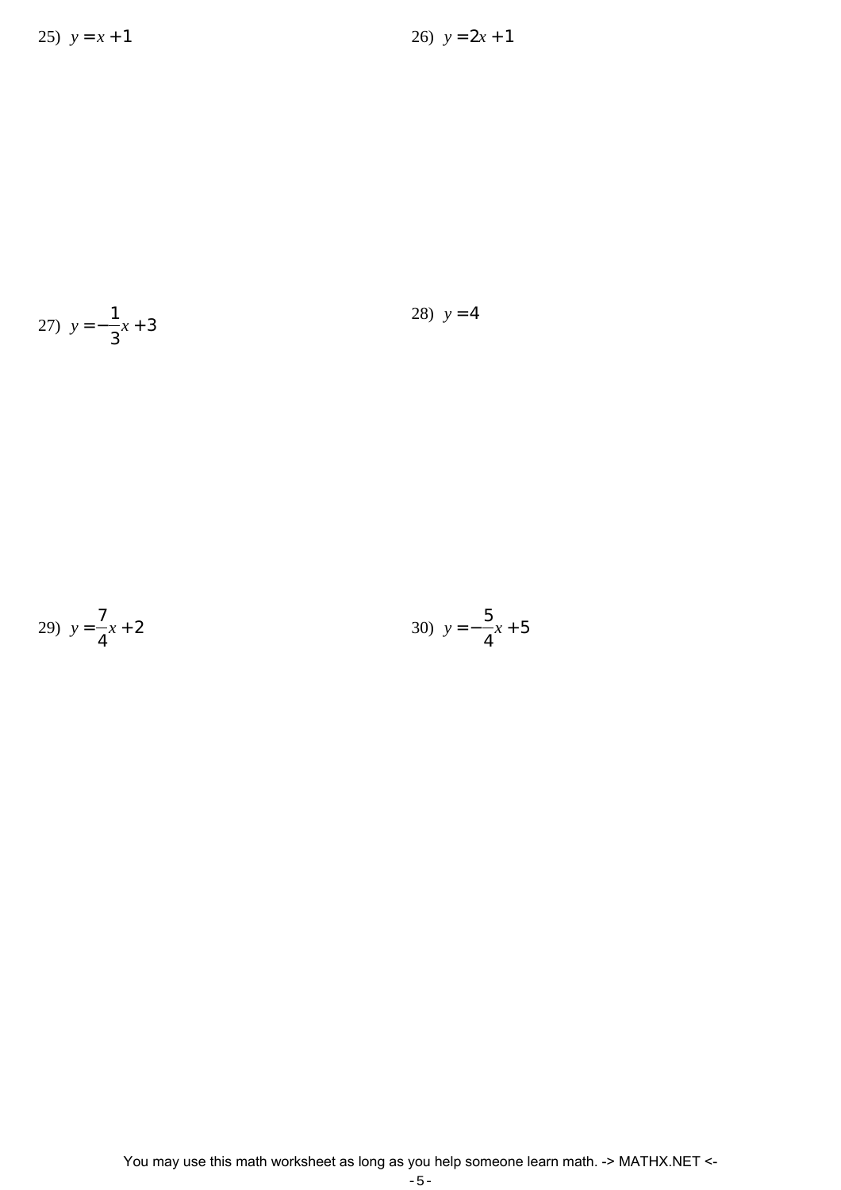25) $y = x + 1$

26) $y = 2x + 1$

27) $y = -\frac{1}{3}x + 3$

28) $y = 4$

29) $y = \frac{7}{4}x + 2$

30) $y = -\frac{5}{4}x + 5$

You may use this math worksheet as long as you help someone learn math. -> MATHX.NET <-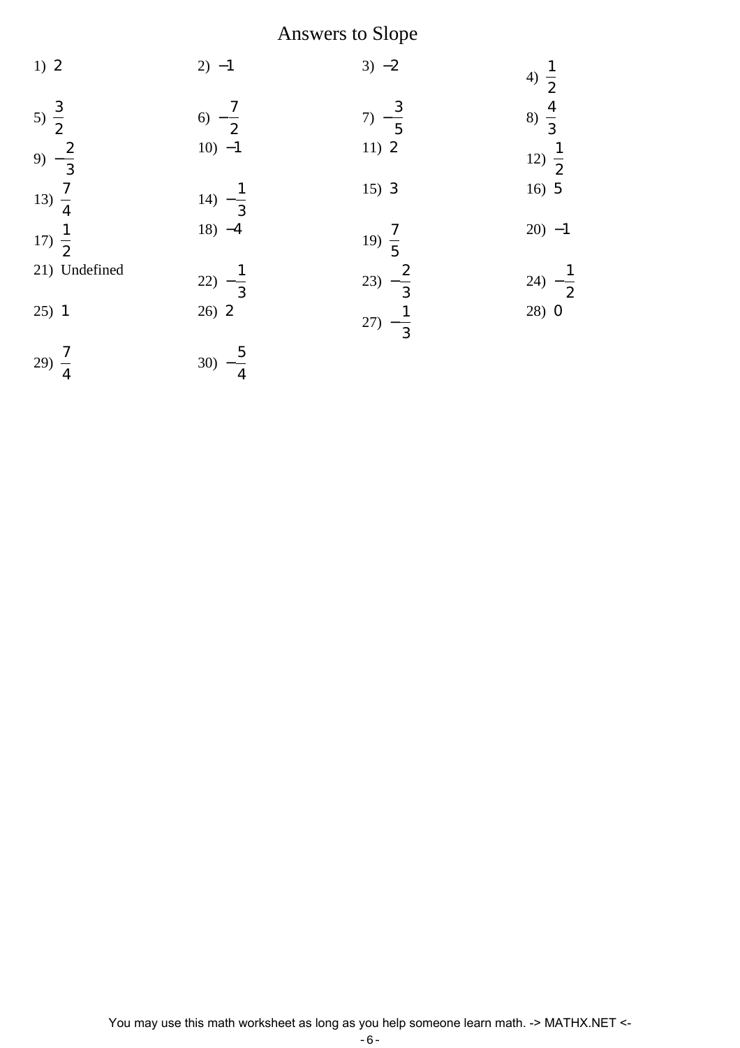# Answers to Slope

1) $2$

2) $-1$

3) $-2$

4) $\frac{1}{2}$

5) $\frac{3}{2}$

6) $-\frac{7}{2}$

7) $-\frac{3}{5}$

8) $\frac{4}{3}$

9) $-\frac{2}{3}$

10) $-1$

11) $2$

12) $\frac{1}{2}$

13) $\frac{7}{4}$

14) $-\frac{1}{3}$

15) $3$

16) $5$

17) $\frac{1}{2}$

18) $-4$

19) $\frac{7}{5}$

20) $-1$

21) Undefined

22) $-\frac{1}{3}$

23) $-\frac{2}{3}$

24) $-\frac{1}{2}$

25) $1$

26) $2$

27) $-\frac{1}{3}$

28) $0$

29) $\frac{7}{4}$

30) $-\frac{5}{4}$

You may use this math worksheet as long as you help someone learn math. -> MATHX.NET <-